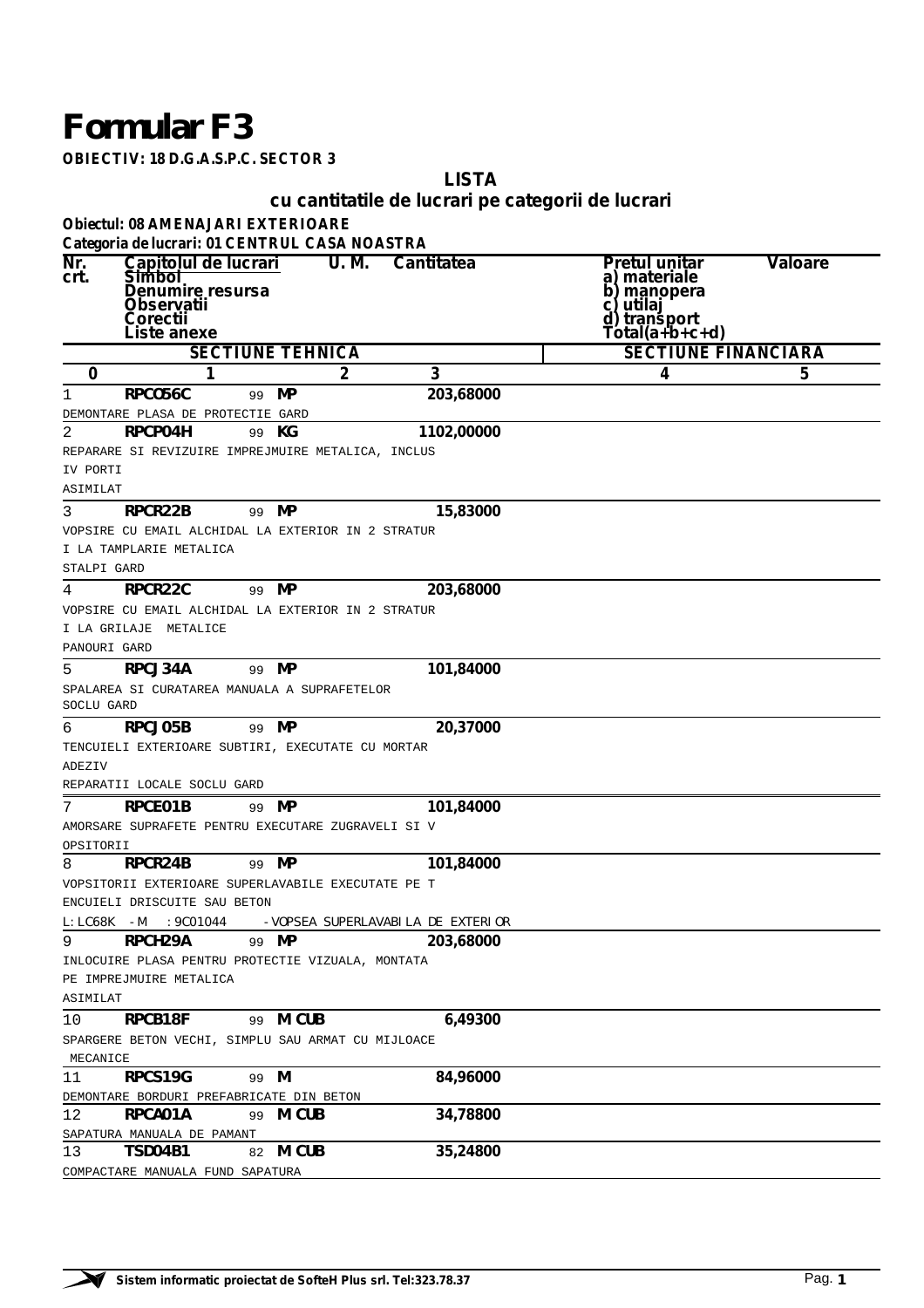# Formular F3

**OBIECTIV: 18 D.G.A.S.P.C. SECTOR 3**

## LISTA
## cu cantitatile de lucrari pe categorii de lucrari

**Obiectul: 08 AMENAJARI EXTERIOARE**

**Categoria de lucrari: 01 CENTRUL CASA NOASTRA**

| Nr. crt. | Capitolul de lucrari / Simbol / Denumire resursa / Observatii / Corectii / Liste anexe | U. M. | Cantitatea | Pretul unitar a) materiale b) manopera c) utilaj d) transport Total(a+b+c+d) | Valoare |
|---|---|---|---|---|---|
| | SECTIUNE TEHNICA | | | SECTIUNE FINANCIARA | |
| 0 | 1 | 2 | 3 | 4 | 5 |
| 1 | **RPCO56C** 99<br>DEMONTARE PLASA DE PROTECTIE GARD | MP | 203,68000 | | |
| 2 | **RPCP04H** 99<br>REPARARE SI REVIZUIRE IMPREJMUIRE METALICA, INCLUS IV PORTI<br>ASIMILAT | KG | 1102,00000 | | |
| 3 | **RPCR22B** 99<br>VOPSIRE CU EMAIL ALCHIDAL LA EXTERIOR IN 2 STRATURI LA TAMPLARIE METALICA<br>STALPI GARD | MP | 15,83000 | | |
| 4 | **RPCR22C** 99<br>VOPSIRE CU EMAIL ALCHIDAL LA EXTERIOR IN 2 STRATURI LA GRILAJE METALICE<br>PANOURI GARD | MP | 203,68000 | | |
| 5 | **RPCJ34A** 99<br>SPALAREA SI CURATAREA MANUALA A SUPRAFETELOR<br>SOCLU GARD | MP | 101,84000 | | |
| 6 | **RPCJ05B** 99<br>TENCUIELI EXTERIOARE SUBTIRI, EXECUTATE CU MORTAR ADEZIV<br>REPARATII LOCALE SOCLU GARD | MP | 20,37000 | | |
| 7 | **RPCE01B** 99<br>AMORSARE SUPRAFETE PENTRU EXECUTARE ZUGRAVELI SI VOPSITORII | MP | 101,84000 | | |
| 8 | **RPCR24B** 99<br>VOPSITORII EXTERIOARE SUPERLAVABILE EXECUTATE PE TENCUIELI DRISCUITE SAU BETON<br>L:LC68K -M :9C01044 -VOPSEA SUPERLAVABILA DE EXTERIOR | MP | 101,84000 | | |
| 9 | **RPCH29A** 99<br>INLOCUIRE PLASA PENTRU PROTECTIE VIZUALA, MONTATA PE IMPREJMUIRE METALICA<br>ASIMILAT | MP | 203,68000 | | |
| 10 | **RPCB18F** 99<br>SPARGERE BETON VECHI, SIMPLU SAU ARMAT CU MIJLOACE MECANICE | M CUB | 6,49300 | | |
| 11 | **RPCS19G** 99<br>DEMONTARE BORDURI PREFABRICATE DIN BETON | M | 84,96000 | | |
| 12 | **RPCA01A** 99<br>SAPATURA MANUALA DE PAMANT | M CUB | 34,78800 | | |
| 13 | **TSD04B1** 82<br>COMPACTARE MANUALA FUND SAPATURA | M CUB | 35,24800 | | |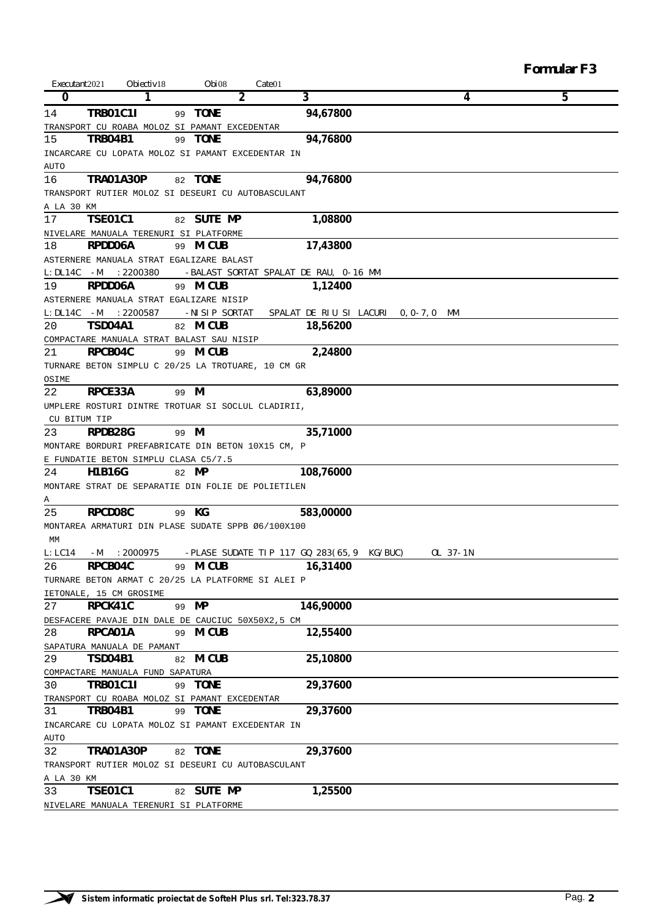**Formular F3**

Executant2021 Obiectiv18 Obi08 Cate01

| 0 | 1 | 2 | 3 | 4 | 5 |
|---|---|---|---|---|---|
| 14 | **TRB01C1I** | 99 **TONE** | **94,67800** | | |
| TRANSPORT CU ROABA MOLOZ SI PAMANT EXCEDENTAR | | | | | |
| 15 | **TRB04B1** | 99 **TONE** | **94,76800** | | |
| INCARCARE CU LOPATA MOLOZ SI PAMANT EXCEDENTAR IN AUTO | | | | | |
| 16 | **TRA01A30P** | 82 **TONE** | **94,76800** | | |
| TRANSPORT RUTIER MOLOZ SI DESEURI CU AUTOBASCULANT A LA 30 KM | | | | | |
| 17 | **TSE01C1** | 82 **SUTE MP** | **1,08800** | | |
| NIVELARE MANUALA TERENURI SI PLATFORME | | | | | |
| 18 | **RPDD06A** | 99 **M CUB** | **17,43800** | | |
| ASTERNERE MANUALA STRAT EGALIZARE BALAST | | | | | |
| L:DL14C -M :2200380 -BALAST SORTAT SPALAT DE RAU, 0-16 MM | | | | | |
| 19 | **RPDD06A** | 99 **M CUB** | **1,12400** | | |
| ASTERNERE MANUALA STRAT EGALIZARE NISIP | | | | | |
| L:DL14C -M :2200587 -NISIP SORTAT SPALAT DE RIU SI LACURI 0,0-7,0 MM | | | | | |
| 20 | **TSD04A1** | 82 **M CUB** | **18,56200** | | |
| COMPACTARE MANUALA STRAT BALAST SAU NISIP | | | | | |
| 21 | **RPCB04C** | 99 **M CUB** | **2,24800** | | |
| TURNARE BETON SIMPLU C 20/25 LA TROTUARE, 10 CM GROSIME | | | | | |
| 22 | **RPCE33A** | 99 **M** | **63,89000** | | |
| UMPLERE ROSTURI DINTRE TROTUAR SI SOCLUL CLADIRII, CU BITUM TIP | | | | | |
| 23 | **RPDB28G** | 99 **M** | **35,71000** | | |
| MONTARE BORDURI PREFABRICATE DIN BETON 10X15 CM, PE FUNDATIE BETON SIMPLU CLASA C5/7.5 | | | | | |
| 24 | **H1B16G** | 82 **MP** | **108,76000** | | |
| MONTARE STRAT DE SEPARATIE DIN FOLIE DE POLIETILENA | | | | | |
| 25 | **RPCD08C** | 99 **KG** | **583,00000** | | |
| MONTAREA ARMATURI DIN PLASE SUDATE SPPB Ø6/100X100 MM | | | | | |
| L:LC14 -M :2000975 -PLASE SUDATE TIP 117 GQ 283(65,9 KG/BUC) OL 37-1N | | | | | |
| 26 | **RPCB04C** | 99 **M CUB** | **16,31400** | | |
| TURNARE BETON ARMAT C 20/25 LA PLATFORME SI ALEI PIETONALE, 15 CM GROSIME | | | | | |
| 27 | **RPCK41C** | 99 **MP** | **146,90000** | | |
| DESFACERE PAVAJE DIN DALE DE CAUCIUC 50X50X2,5 CM | | | | | |
| 28 | **RPCA01A** | 99 **M CUB** | **12,55400** | | |
| SAPATURA MANUALA DE PAMANT | | | | | |
| 29 | **TSD04B1** | 82 **M CUB** | **25,10800** | | |
| COMPACTARE MANUALA FUND SAPATURA | | | | | |
| 30 | **TRB01C1I** | 99 **TONE** | **29,37600** | | |
| TRANSPORT CU ROABA MOLOZ SI PAMANT EXCEDENTAR | | | | | |
| 31 | **TRB04B1** | 99 **TONE** | **29,37600** | | |
| INCARCARE CU LOPATA MOLOZ SI PAMANT EXCEDENTAR IN AUTO | | | | | |
| 32 | **TRA01A30P** | 82 **TONE** | **29,37600** | | |
| TRANSPORT RUTIER MOLOZ SI DESEURI CU AUTOBASCULANT A LA 30 KM | | | | | |
| 33 | **TSE01C1** | 82 **SUTE MP** | **1,25500** | | |
| NIVELARE MANUALA TERENURI SI PLATFORME | | | | | |

**Sistem informatic proiectat de SofteH Plus srl. Tel:323.78.37**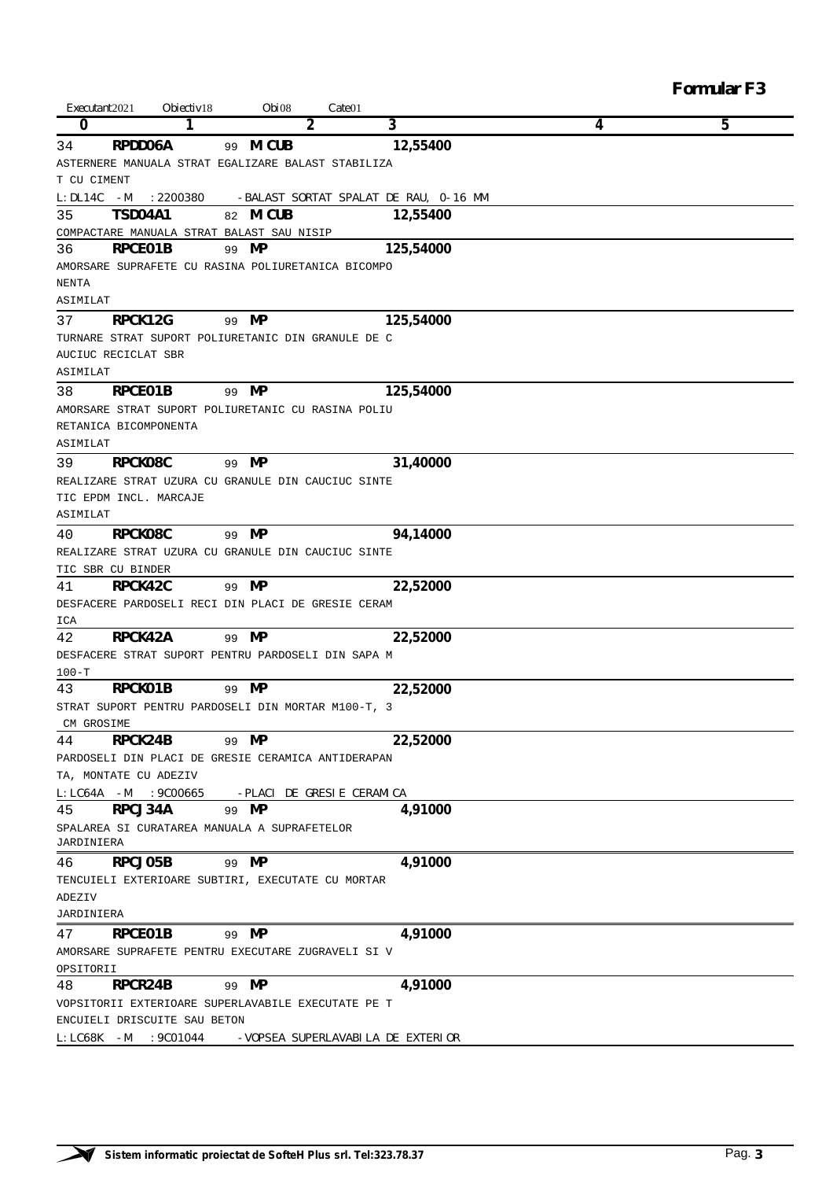# Formular F3

Executant 2021 Obiectiv 18 Obi 08 Cate 01

| 0 | 1 | 2 | 3 | 4 | 5 |
|---|---|---|---|---|---|
| 34 | RPDD06A | 99 M CUB | 12,54000 | | |
| | ASTERNERE MANUALA STRAT EGALIZARE BALAST STABILIZAT CU CIMENT<br>L:DL14C -M :2200380 -BALAST SORTAT SPALAT DE RAU, 0-16 MM | | | | |
| 35 | TSD04A1 | 82 M CUB | 12,55400 | | |
| | COMPACTARE MANUALA STRAT BALAST SAU NISIP | | | | |
| 36 | RPCE01B | 99 MP | 125,54000 | | |
| | AMORSARE SUPRAFETE CU RASINA POLIURETANICA BICOMPONENTA<br>ASIMILAT | | | | |
| 37 | RPCK12G | 99 MP | 125,54000 | | |
| | TURNARE STRAT SUPORT POLIURETANIC DIN GRANULE DE CAUCIUC RECICLAT SBR<br>ASIMILAT | | | | |
| 38 | RPCE01B | 99 MP | 125,54000 | | |
| | AMORSARE STRAT SUPORT POLIURETANIC CU RASINA POLIURETANICA BICOMPONENTA<br>ASIMILAT | | | | |
| 39 | RPCK08C | 99 MP | 31,40000 | | |
| | REALIZARE STRAT UZURA CU GRANULE DIN CAUCIUC SINTETIC EPDM INCL. MARCAJE<br>ASIMILAT | | | | |
| 40 | RPCK08C | 99 MP | 94,14000 | | |
| | REALIZARE STRAT UZURA CU GRANULE DIN CAUCIUC SINTETIC SBR CU BINDER | | | | |
| 41 | RPCK42C | 99 MP | 22,52000 | | |
| | DESFACERE PARDOSELI RECI DIN PLACI DE GRESIE CERAMICA | | | | |
| 42 | RPCK42A | 99 MP | 22,52000 | | |
| | DESFACERE STRAT SUPORT PENTRU PARDOSELI DIN SAPA M100-T | | | | |
| 43 | RPCK01B | 99 MP | 22,52000 | | |
| | STRAT SUPORT PENTRU PARDOSELI DIN MORTAR M100-T, 3 CM GROSIME | | | | |
| 44 | RPCK24B | 99 MP | 22,52000 | | |
| | PARDOSELI DIN PLACI DE GRESIE CERAMICA ANTIDERAPANTA, MONTATE CU ADEZIV<br>L:LC64A -M :9C00665 -PLACI DE GRESIE CERAMICA | | | | |
| 45 | RPCJ34A | 99 MP | 4,91000 | | |
| | SPALAREA SI CURATAREA MANUALA A SUPRAFETELOR<br>JARDINIERA | | | | |
| 46 | RPCJ05B | 99 MP | 4,91000 | | |
| | TENCUIELI EXTERIOARE SUBTIRI, EXECUTATE CU MORTAR ADEZIV<br>JARDINIERA | | | | |
| 47 | RPCE01B | 99 MP | 4,91000 | | |
| | AMORSARE SUPRAFETE PENTRU EXECUTARE ZUGRAVELI SI VOPSITORII | | | | |
| 48 | RPCR24B | 99 MP | 4,91000 | | |
| | VOPSITORII EXTERIOARE SUPERLAVABILE EXECUTATE PE TENCUIELI DRISCUITE SAU BETON<br>L:LC68K -M :9C01044 -VOPSEA SUPERLAVABILA DE EXTERIOR | | | | |

Sistem informatic proiectat de SofteH Plus srl. Tel:323.78.37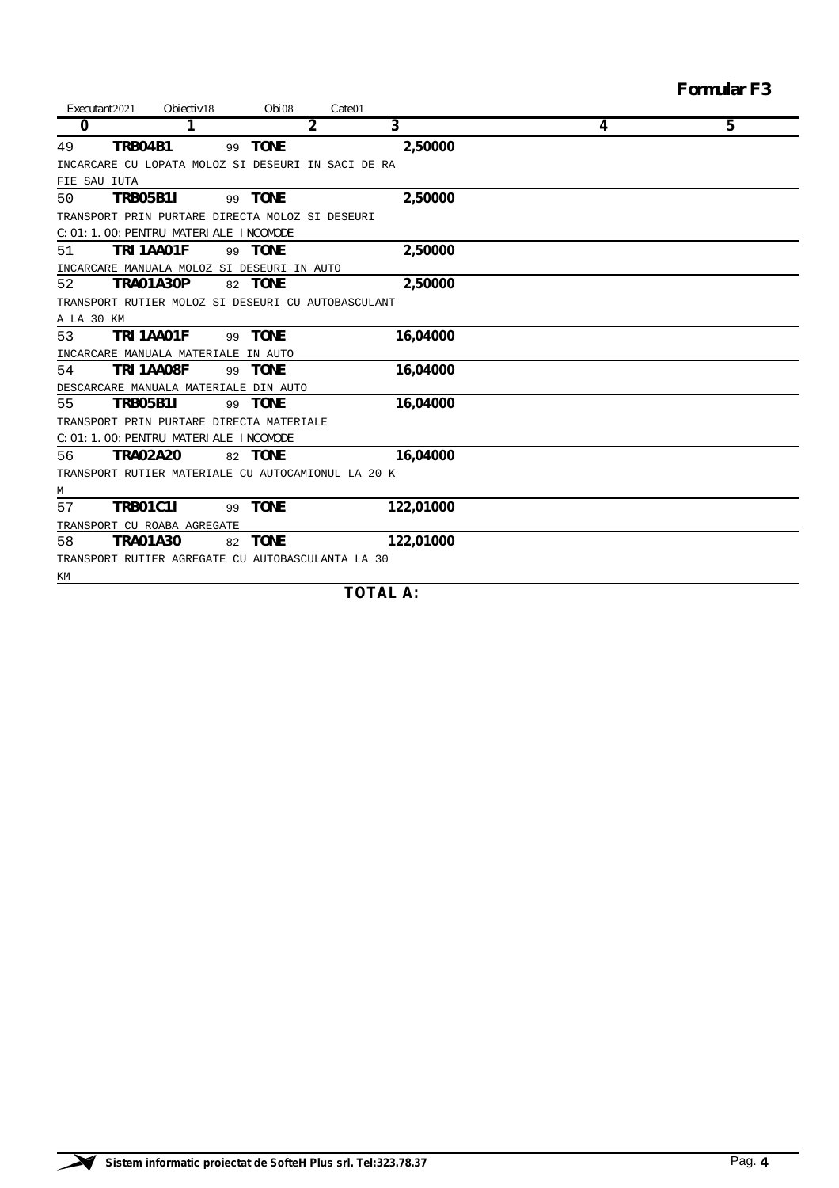**Formular F3**

Executant2021 Obiectiv18 Obi08 Cate01

| 0 | 1 | 2 | 3 | 4 | 5 |
|---|---|---|---|---|---|
| 49 | **TRB04B1** 99 | **TONE** | **2,50000** | | |
| | INCARCARE CU LOPATA MOLOZ SI DESEURI IN SACI DE RAFIE SAU IUTA | | | | |
| 50 | **TRB05B1I** 99 | **TONE** | **2,50000** | | |
| | TRANSPORT PRIN PURTARE DIRECTA MOLOZ SI DESEURI C:01:1.00:PENTRU MATERIALE INCOMODE | | | | |
| 51 | **TRI1AA01F** 99 | **TONE** | **2,50000** | | |
| | INCARCARE MANUALA MOLOZ SI DESEURI IN AUTO | | | | |
| 52 | **TRA01A30P** 82 | **TONE** | **2,50000** | | |
| | TRANSPORT RUTIER MOLOZ SI DESEURI CU AUTOBASCULANTA LA 30 KM | | | | |
| 53 | **TRI1AA01F** 99 | **TONE** | **16,04000** | | |
| | INCARCARE MANUALA MATERIALE IN AUTO | | | | |
| 54 | **TRI1AA08F** 99 | **TONE** | **16,04000** | | |
| | DESCARCARE MANUALA MATERIALE DIN AUTO | | | | |
| 55 | **TRB05B1I** 99 | **TONE** | **16,04000** | | |
| | TRANSPORT PRIN PURTARE DIRECTA MATERIALE C:01:1.00:PENTRU MATERIALE INCOMODE | | | | |
| 56 | **TRA02A20** 82 | **TONE** | **16,04000** | | |
| | TRANSPORT RUTIER MATERIALE CU AUTOCAMIONUL LA 20 KM | | | | |
| 57 | **TRB01C1I** 99 | **TONE** | **122,01000** | | |
| | TRANSPORT CU ROABA AGREGATE | | | | |
| 58 | **TRA01A30** 82 | **TONE** | **122,01000** | | |
| | TRANSPORT RUTIER AGREGATE CU AUTOBASCULANTA LA 30 KM | | | | |

**TOTAL A:**

**Sistem informatic proiectat de SofteH Plus srl. Tel:323.78.37**